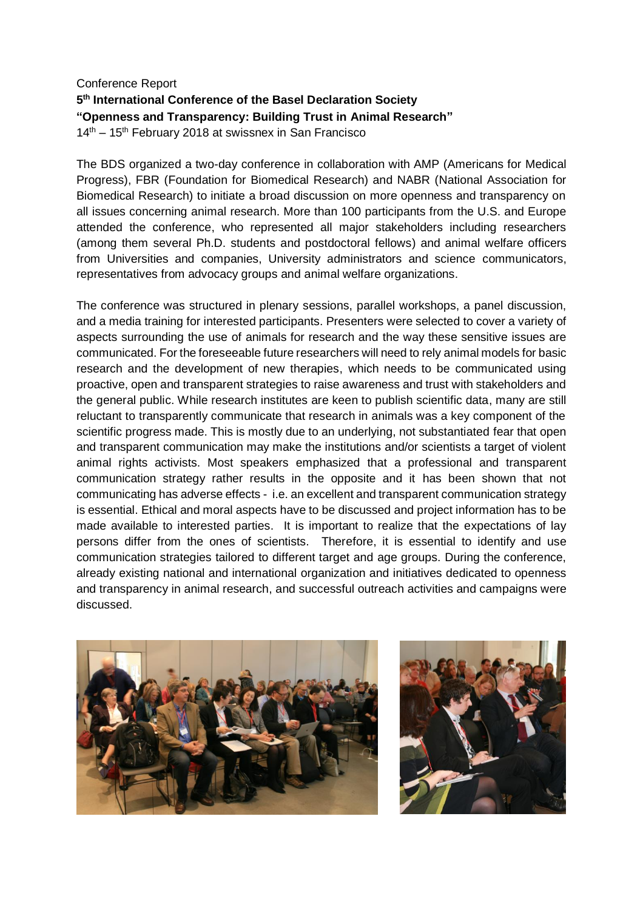Conference Report

**5th International Conference of the Basel Declaration Society**

**"Openness and Transparency: Building Trust in Animal Research"**

14th – 15th February 2018 at swissnex in San Francisco

The BDS organized a two-day conference in collaboration with AMP (Americans for Medical Progress), FBR (Foundation for Biomedical Research) and NABR (National Association for Biomedical Research) to initiate a broad discussion on more openness and transparency on all issues concerning animal research. More than 100 participants from the U.S. and Europe attended the conference, who represented all major stakeholders including researchers (among them several Ph.D. students and postdoctoral fellows) and animal welfare officers from Universities and companies, University administrators and science communicators, representatives from advocacy groups and animal welfare organizations.

The conference was structured in plenary sessions, parallel workshops, a panel discussion, and a media training for interested participants. Presenters were selected to cover a variety of aspects surrounding the use of animals for research and the way these sensitive issues are communicated. For the foreseeable future researchers will need to rely animal models for basic research and the development of new therapies, which needs to be communicated using proactive, open and transparent strategies to raise awareness and trust with stakeholders and the general public. While research institutes are keen to publish scientific data, many are still reluctant to transparently communicate that research in animals was a key component of the scientific progress made. This is mostly due to an underlying, not substantiated fear that open and transparent communication may make the institutions and/or scientists a target of violent animal rights activists. Most speakers emphasized that a professional and transparent communication strategy rather results in the opposite and it has been shown that not communicating has adverse effects - i.e. an excellent and transparent communication strategy is essential. Ethical and moral aspects have to be discussed and project information has to be made available to interested parties. It is important to realize that the expectations of lay persons differ from the ones of scientists. Therefore, it is essential to identify and use communication strategies tailored to different target and age groups. During the conference, already existing national and international organization and initiatives dedicated to openness and transparency in animal research, and successful outreach activities and campaigns were discussed.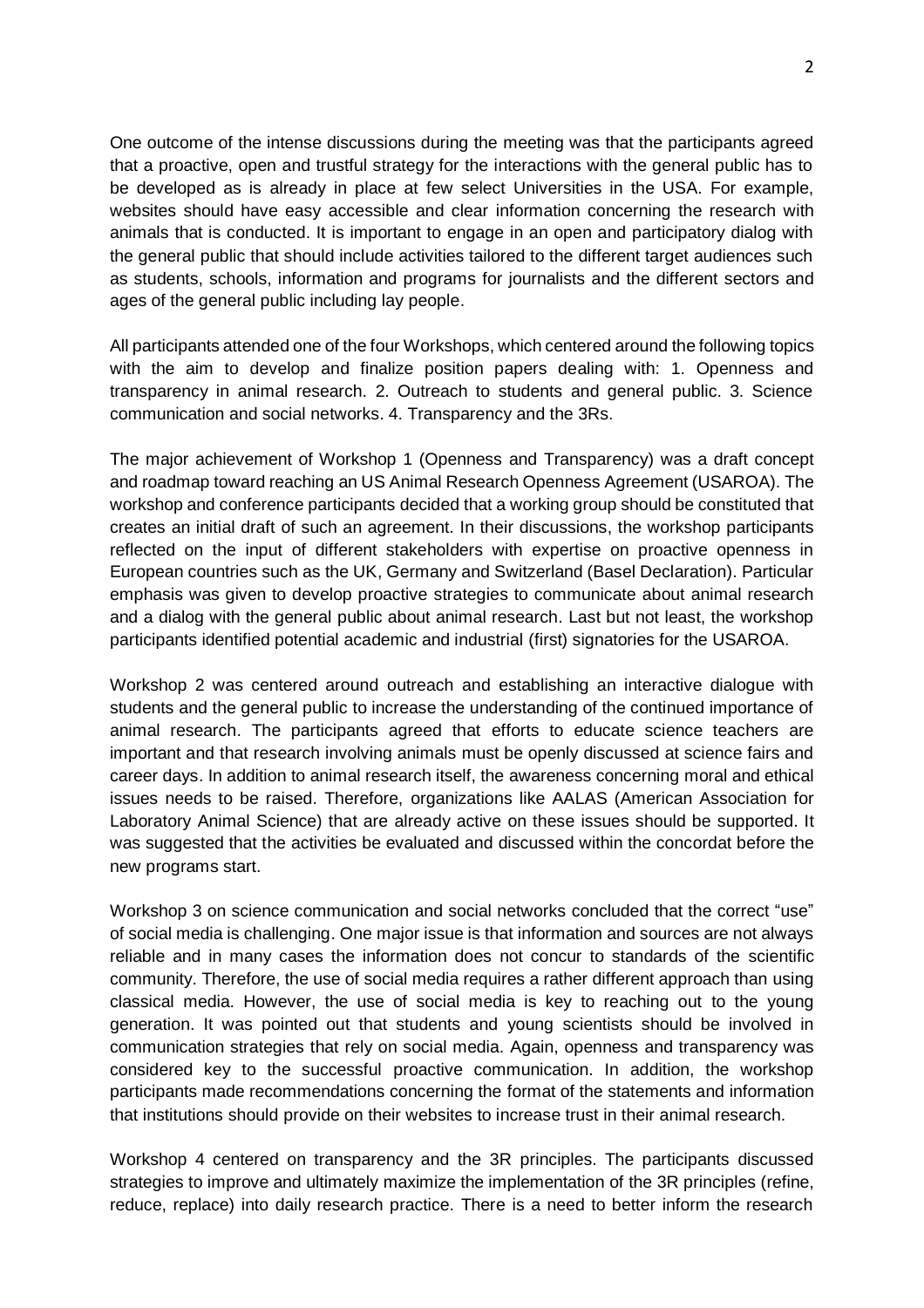One outcome of the intense discussions during the meeting was that the participants agreed that a proactive, open and trustful strategy for the interactions with the general public has to be developed as is already in place at few select Universities in the USA. For example, websites should have easy accessible and clear information concerning the research with animals that is conducted. It is important to engage in an open and participatory dialog with the general public that should include activities tailored to the different target audiences such as students, schools, information and programs for journalists and the different sectors and ages of the general public including lay people.

All participants attended one of the four Workshops, which centered around the following topics with the aim to develop and finalize position papers dealing with: 1. Openness and transparency in animal research. 2. Outreach to students and general public. 3. Science communication and social networks. 4. Transparency and the 3Rs.

The major achievement of Workshop 1 (Openness and Transparency) was a draft concept and roadmap toward reaching an US Animal Research Openness Agreement (USAROA). The workshop and conference participants decided that a working group should be constituted that creates an initial draft of such an agreement. In their discussions, the workshop participants reflected on the input of different stakeholders with expertise on proactive openness in European countries such as the UK, Germany and Switzerland (Basel Declaration). Particular emphasis was given to develop proactive strategies to communicate about animal research and a dialog with the general public about animal research. Last but not least, the workshop participants identified potential academic and industrial (first) signatories for the USAROA.

Workshop 2 was centered around outreach and establishing an interactive dialogue with students and the general public to increase the understanding of the continued importance of animal research. The participants agreed that efforts to educate science teachers are important and that research involving animals must be openly discussed at science fairs and career days. In addition to animal research itself, the awareness concerning moral and ethical issues needs to be raised. Therefore, organizations like AALAS (American Association for Laboratory Animal Science) that are already active on these issues should be supported. It was suggested that the activities be evaluated and discussed within the concordat before the new programs start.

Workshop 3 on science communication and social networks concluded that the correct "use" of social media is challenging. One major issue is that information and sources are not always reliable and in many cases the information does not concur to standards of the scientific community. Therefore, the use of social media requires a rather different approach than using classical media. However, the use of social media is key to reaching out to the young generation. It was pointed out that students and young scientists should be involved in communication strategies that rely on social media. Again, openness and transparency was considered key to the successful proactive communication. In addition, the workshop participants made recommendations concerning the format of the statements and information that institutions should provide on their websites to increase trust in their animal research.

Workshop 4 centered on transparency and the 3R principles. The participants discussed strategies to improve and ultimately maximize the implementation of the 3R principles (refine, reduce, replace) into daily research practice. There is a need to better inform the research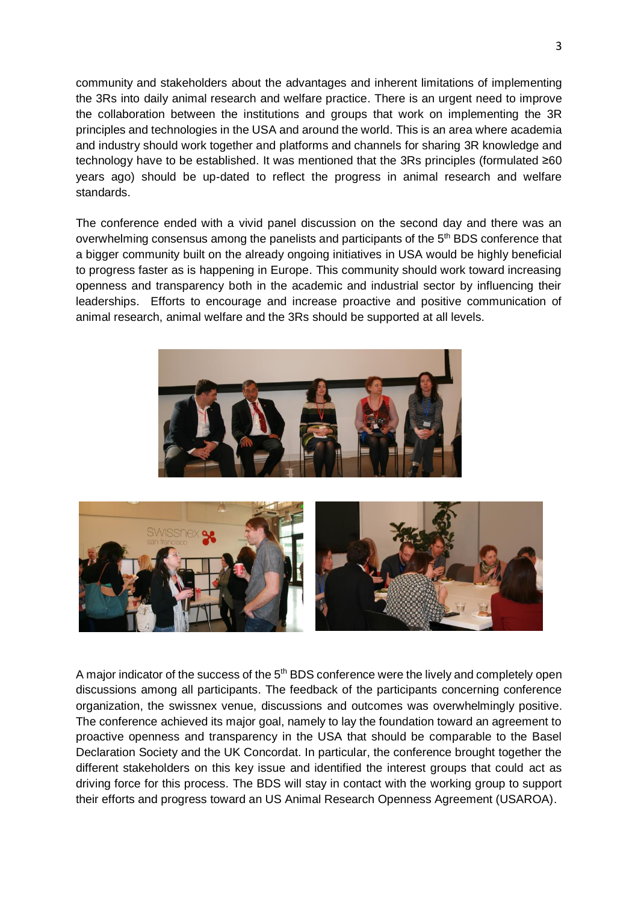community and stakeholders about the advantages and inherent limitations of implementing the 3Rs into daily animal research and welfare practice. There is an urgent need to improve the collaboration between the institutions and groups that work on implementing the 3R principles and technologies in the USA and around the world. This is an area where academia and industry should work together and platforms and channels for sharing 3R knowledge and technology have to be established. It was mentioned that the 3Rs principles (formulated ≥60 years ago) should be up-dated to reflect the progress in animal research and welfare standards.

The conference ended with a vivid panel discussion on the second day and there was an overwhelming consensus among the panelists and participants of the 5th BDS conference that a bigger community built on the already ongoing initiatives in USA would be highly beneficial to progress faster as is happening in Europe. This community should work toward increasing openness and transparency both in the academic and industrial sector by influencing their leaderships. Efforts to encourage and increase proactive and positive communication of animal research, animal welfare and the 3Rs should be supported at all levels.

A major indicator of the success of the 5th BDS conference were the lively and completely open discussions among all participants. The feedback of the participants concerning conference organization, the swissnex venue, discussions and outcomes was overwhelmingly positive. The conference achieved its major goal, namely to lay the foundation toward an agreement to proactive openness and transparency in the USA that should be comparable to the Basel Declaration Society and the UK Concordat. In particular, the conference brought together the different stakeholders on this key issue and identified the interest groups that could act as driving force for this process. The BDS will stay in contact with the working group to support their efforts and progress toward an US Animal Research Openness Agreement (USAROA).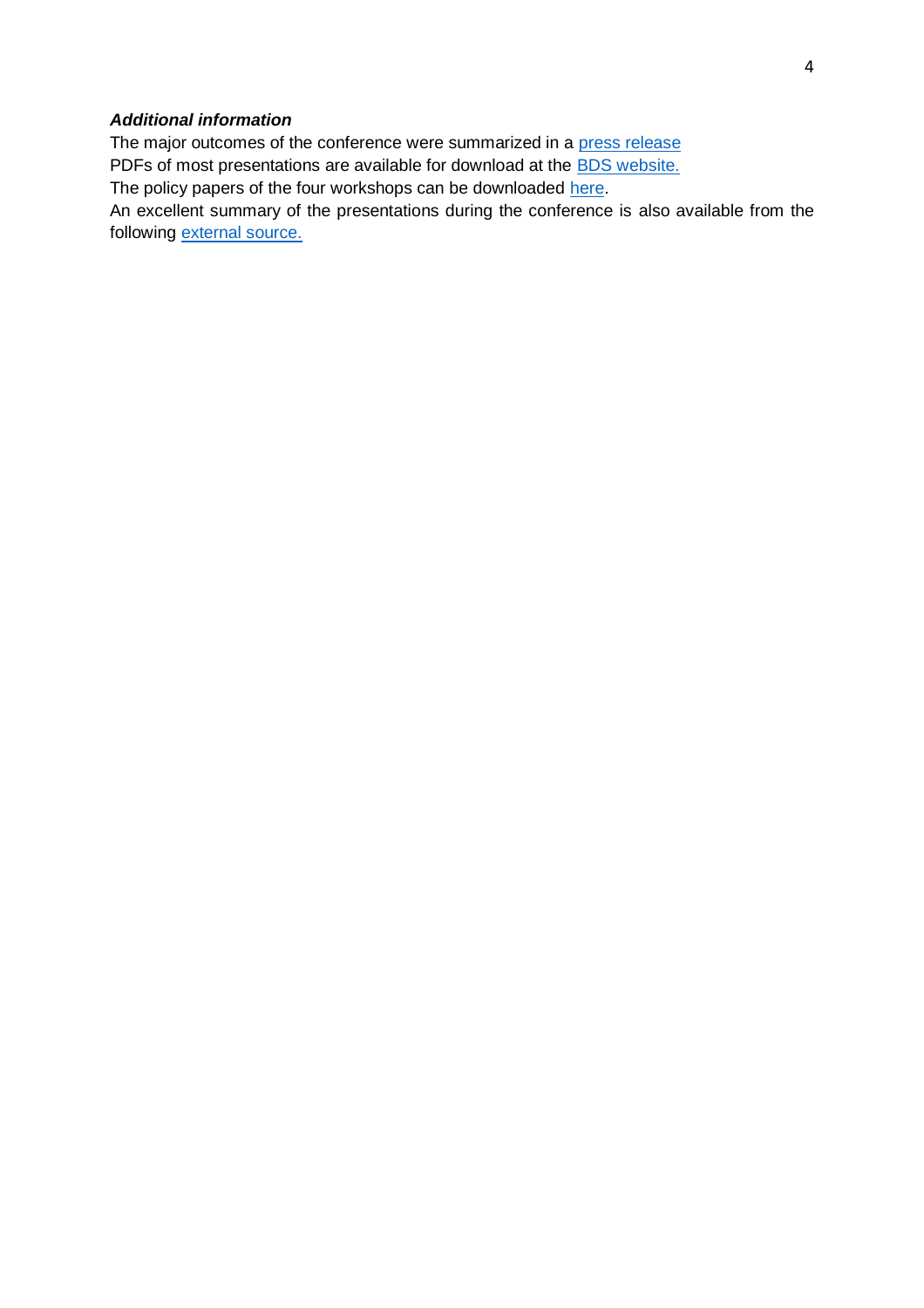***Additional information***

The major outcomes of the conference were summarized in a press release

PDFs of most presentations are available for download at the BDS website.

The policy papers of the four workshops can be downloaded here.

An excellent summary of the presentations during the conference is also available from the following external source.